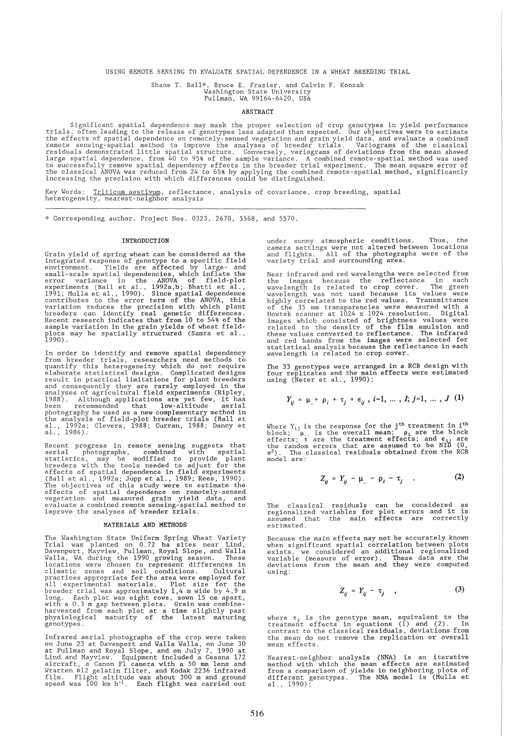# USING REMOTE SENSING TO EVALUATE SPATIAL DEPENDENCE IN A WHEAT BREEDING TRIAL

Shane T. Ball*, Bruce E. Frazier, and Calvin F. Konzak
Washington State University
Pullman, WA 99164-6420, USA

## ABSTRACT

Significant spatial dependence may mask the proper selection of crop genotypes in yield performance trials, often leading to the release of genotypes less adapted than expected. Our objectives were to estimate the effects of spatial dependence on remotely-sensed vegetation and grain yield data, and evaluate a combined remote sensing-spatial method to improve the analyses of breeder trials. Variograms of the classical residuals demonstrated little spatial structure. Conversely, variograms of deviations from the mean showed large spatial dependence, from 40 to 95% of the sample variance. A combined remote-spatial method was used to successfully remove spatial dependency effects in the breeder trial experiment. The mean square error of the classical ANOVA was reduced from 24 to 65% by applying the combined remote-spatial method, significantly increasing the precision with which differences could be distinguished.

Key Words: Triticum aestivum, reflectance, analysis of covariance, crop breeding, spatial heterogeneity, nearest-neighbor analysis

---

* Corresponding author. Project Nos. 0323, 2670, 5568, and 5570.

## INTRODUCTION

Grain yield of spring wheat can be considered as the integrated response of genotype to a specific field environment. Yields are affected by large- and small-scale spatial dependencies, which inflate the error variance in the ANOVA of field-plot experiments (Ball et al., 1992a,b; Bhatti et al., 1991; Mulla et al., 1990). Since spatial dependence contributes to the error term of the ANOVA, this variation reduces the precision with which plant breeders can identify real genetic differences. Recent research indicates that from 10 to 54% of the sample variation in the grain yields of wheat field-plots may be spatially structured (Samra et al., 1990).

In order to identify and remove spatial dependency from breeder trials, researchers need methods to quantify this heterogeneity which do not require elaborate statistical designs. Complicated designs result in practical limitations for plant breeders and consequently they are rarely employed in the analyses of agricultural field experiments (Ripley, 1988). Although applications are yet few, it has been recommended that low-altitude aerial photography be used as a new complementary method in the analysis of field-plot breeder trials (Ball et al., 1992a; Clevers, 1988; Curran, 1988; Dancy et al., 1986).

Recent progress in remote sensing suggests that aerial photographs, combined with spatial statistics, may be modified to provide plant breeders with the tools needed to adjust for the effects of spatial dependence in field experiments (Ball et al., 1992a; Jupp et al., 1989; Rees, 1990). The objectives of this study were to estimate the effects of spatial dependence on remotely-sensed vegetation and measured grain yield data, and evaluate a combined remote sensing-spatial method to improve the analyses of breeder trials.

## MATERIALS AND METHODS

The Washington State Uniform Spring Wheat Variety Trial was planted on 0.72 ha sites near Lind, Davenport, Mayview, Pullman, Royal Slope, and Walla Walla, WA during the 1990 growing season. These locations were chosen to represent differences in climatic zones and soil conditions. Cultural practices appropriate for the area were employed for all experimental materials. Plot size for the breeder trial was approximately 1,4 m wide by 4.9 m long. Each plot was eight rows, sown 15 cm apart, with a 0.3 m gap between plots. Grain was combine-harvested from each plot at a time slightly past physiological maturity of the latest maturing genotypes.

Infrared aerial photographs of the crop were taken on June 23 at Davenport and Walla Walla, on June 30 at Pullman and Royal Slope, and on July 7, 1990 at Lind and Mayview. Equipment included a Cessna 172 aircraft, a Canon F1 camera with a 50 mm lens and Wratten #12 gelatin filter, and Kodak 2236 infrared film. Flight altitude was about 300 m and ground speed was 100 km h$^{-1}$. Each flight was carried out under sunny atmospheric conditions. Thus, the camera settings were not altered between locations and flights. All of the photographs were of the variety trial and surrounding area.

Near infrared and red wavelengths were selected from the images because the reflectance in each wavelength is related to crop cover. The green wavelength was not used because its values were highly correlated to the red values. Transmittance of the 35 mm transparencies were measured with a Howtek scanner at 1024 x 1024 resolution. Digital images which consisted of brightness values were related to the density of the film emulsion and these values converted to reflectance. The infrared and red bands from the images were selected for statistical analysis because the reflectance in each wavelength is related to crop cover.

The 33 genotypes were arranged in a RCB design with four replicates and the main effects were estimated using (Neter et al., 1990):

$$Y_{ij} = \mu_{..} + \rho_i + \tau_j + \epsilon_{ij}, \; i=1, \ldots, I; j=1, \ldots, J \quad (1)$$

Where $Y_{ij}$ is the response for the j$^{th}$ treatment in i$^{th}$ block; $\mu_{..}$ is the overall mean; $\rho_i$ are the block effects; $\tau$ are the treatment effects; and $\epsilon_{ij}$ are the random errors that are assumed to be NID (0, $\sigma^2$). The classical residuals obtained from the RCB model are:

$$Z_{ij} = Y_{ij} - \mu_{..} - \rho_i - \tau_j \quad . \quad (2)$$

The classical residuals can be considered as regionalized variables for plot errors and it is assumed that the main effects are correctly estimated.

Because the main effects may not be accurately known when significant spatial correlation between plots exists, we considered an additional regionalized variable (measure of error). These data are the deviations from the mean and they were computed using:

$$Z_{ij} = Y_{ij} - \tau_j \quad , \quad (3)$$

where $\tau_j$ is the genotype mean, equivalent to the treatment effects in equations (1) and (2). In contrast to the classical residuals, deviations from the mean do not remove the replication or overall mean effects.

Nearest-neighbor analysis (NNA) is an iterative method with which the mean effects are estimated from a comparison of yields in neighboring plots of different genotypes. The NNA model is (Mulla et al., 1990):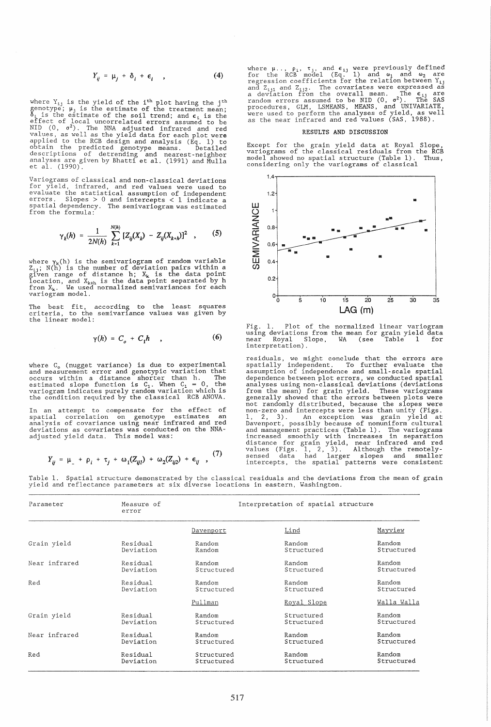$$Y_{ij} = \mu_j + \delta_i + \epsilon_i \quad , \qquad (4)$$

where $Y_{ij}$ is the yield of the $i^{th}$ plot having the $j^{th}$ genotype; $\mu_j$ is the estimate of the treatment mean; $\delta_i$ is the estimate of the soil trend; and $\epsilon_i$ is the effect of local uncorrelated errors assumed to be NID (0, $\sigma^2$). The NNA adjusted infrared and red values, as well as the yield data for each plot were applied to the RCB design and analysis (Eq. 1) to obtain the predicted genotype means. Detailed descriptions of detrending and nearest-neighbor analyses are given by Bhatti et al. (1991) and Mulla et al. (1990).

Variograms of classical and non-classical deviations for yield, infrared, and red values were used to evaluate the statistical assumption of independent errors. Slopes > 0 and intercepts < 1 indicate a spatial dependency. The semivariogram was estimated from the formula:

$$\gamma_k(h) = \frac{1}{2N(h)} \sum_{k=1}^{N(h)} [Z_{ij}(X_k) - Z_{ij}(X_{k+h})]^2 \quad , \qquad (5)$$

where $\gamma_k(h)$ is the semivariogram of random variable $Z_{ij}$; N(h) is the number of deviation pairs within a given range of distance h; $X_k$ is the data point location, and $X_{k+h}$ is the data point separated by h from $X_k$. We used normalized semivariances for each variogram model.

The best fit, according to the least squares criteria, to the semivariance values was given by the linear model:

$$\gamma(h) = C_o + C_1 h \quad , \qquad (6)$$

where $C_o$ (nugget variance) is due to experimental and measurement error and genotypic variation that occurs within a distance shorter than h. The estimated slope function is $C_1$. When $C_1 = 0$, the variogram indicates purely random variation which is the condition required by the classical RCB ANOVA.

In an attempt to compensate for the effect of spatial correlation on genotype estimates an analysis of covariance using near infrared and red deviations as covariates was conducted on the NNA-adjusted yield data. This model was:

$$Y_{ij} = \mu_{..} + \rho_i + \tau_j + \omega_1(Z_{ij1}) + \omega_2(Z_{ij2}) + \epsilon_{ij} \quad , \qquad (7)$$

where $\mu_{..}$, $\rho_i$, $\tau_j$, and $\epsilon_{ij}$ were previously defined for the RCB model (Eq. 1) and $\omega_1$ and $\omega_2$ are regression coefficients for the relation between $Y_{ij}$ and $Z_{ij1}$ and $Z_{ij2}$. The covariates were expressed as a deviation from the overall mean. The $\epsilon_{ij}$ are random errors assumed to be NID (0, $\sigma^2$). The SAS procedures, GLM, LSMEANS, MEANS, and UNIVARIATE, were used to perform the analyses of yield, as well as the near infrared and red values (SAS, 1988).

## RESULTS AND DISCUSSION

Except for the grain yield data at Royal Slope, variograms of the classical residuals from the RCB model showed no spatial structure (Table 1). Thus, considering only the variograms of classical residuals, we might conclude that the errors are spatially independent. To further evaluate the assumption of independence and small-scale spatial dependence between plot errors, we conducted spatial analyses using non-classical deviations (deviations from the mean) for grain yield. These variograms generally showed that the errors between plots were not randomly distributed, because the slopes were non-zero and intercepts were less than unity (Figs. 1, 2, 3). An exception was grain yield at Davenport, possibly because of nonuniform cultural and management practices (Table 1). The variograms increased smoothly with increases in separation distance for grain yield, near infrared and red values (Figs. 1, 2, 3). Although the remotely-sensed data had larger slopes and smaller intercepts, the spatial patterns were consistent

Fig. 1. Plot of the normalized linear variogram using deviations from the mean for grain yield data near Royal Slope, WA (see Table 1 for interpretation).

Table 1. Spatial structure demonstrated by the classical residuals and the deviations from the mean of grain yield and reflectance parameters at six diverse locations in eastern, Washington.

| Parameter | Measure of error | Interpretation of spatial structure | | |
|---|---|---|---|---|
| | | Davenport | Lind | Mayview |
| Grain yield | Residual | Random | Random | Random |
| | Deviation | Random | Structured | Structured |
| Near infrared | Residual | Random | Random | Random |
| | Deviation | Structured | Structured | Structured |
| Red | Residual | Random | Random | Random |
| | Deviation | Structured | Structured | Structured |
| | | Pullman | Royal Slope | Walla Walla |
| Grain yield | Residual | Random | Structured | Random |
| | Deviation | Structured | Structured | Structured |
| Near infrared | Residual | Random | Random | Random |
| | Deviation | Structured | Structured | Structured |
| Red | Residual | Structured | Random | Random |
| | Deviation | Structured | Structured | Structured |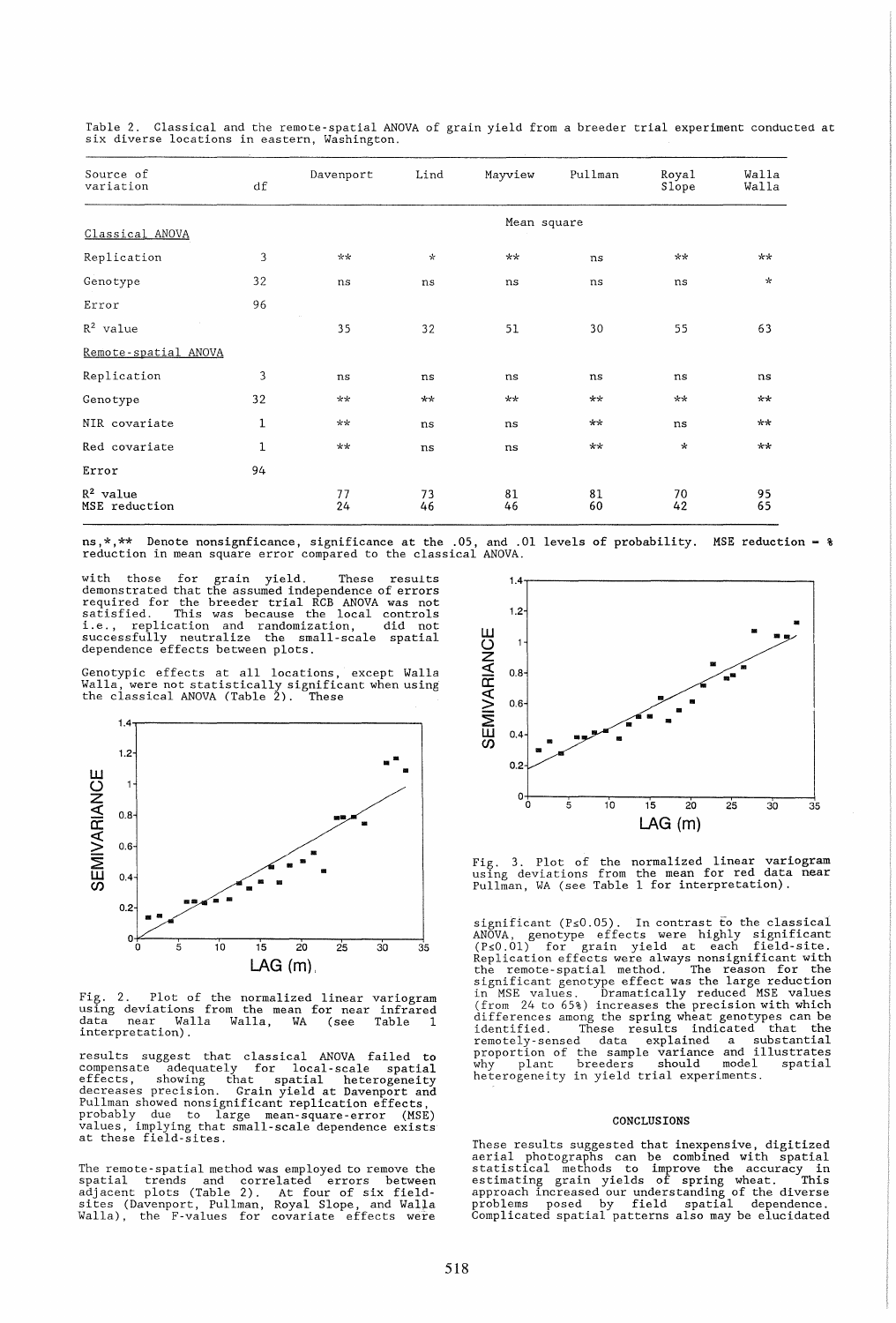Table 2. Classical and the remote-spatial ANOVA of grain yield from a breeder trial experiment conducted at six diverse locations in eastern, Washington.

| Source of variation | df | Davenport | Lind | Mayview | Pullman | Royal Slope | Walla Walla |
|---|---|---|---|---|---|---|---|
| | | | | Mean square | | | |
| Classical ANOVA | | | | | | | |
| Replication | 3 | ** | * | ** | ns | ** | ** |
| Genotype | 32 | ns | ns | ns | ns | ns | * |
| Error | 96 | | | | | | |
| $R^2$ value | | 35 | 32 | 51 | 30 | 55 | 63 |
| Remote-spatial ANOVA | | | | | | | |
| Replication | 3 | ns | ns | ns | ns | ns | ns |
| Genotype | 32 | ** | ** | ** | ** | ** | ** |
| NIR covariate | 1 | ** | ns | ns | ** | ns | ** |
| Red covariate | 1 | ** | ns | ns | ** | * | ** |
| Error | 94 | | | | | | |
| $R^2$ value | | 77 | 73 | 81 | 81 | 70 | 95 |
| MSE reduction | | 24 | 46 | 46 | 60 | 42 | 65 |

ns,*,** Denote nonsignficance, significance at the .05, and .01 levels of probability. MSE reduction = % reduction in mean square error compared to the classical ANOVA.

with those for grain yield. These results demonstrated that the assumed independence of errors required for the breeder trial RCB ANOVA was not satisfied. This was because the local controls i.e., replication and randomization, did not successfully neutralize the small-scale spatial dependence effects between plots.

Genotypic effects at all locations, except Walla Walla, were not statistically significant when using the classical ANOVA (Table 2). These results suggest that classical ANOVA failed to compensate adequately for local-scale spatial effects, showing that spatial heterogeneity decreases precision. Grain yield at Davenport and Pullman showed nonsignificant replication effects, probably due to large mean-square-error (MSE) values, implying that small-scale dependence exists at these field-sites.

Fig. 2. Plot of the normalized linear variogram using deviations from the mean for near infrared data near Walla Walla, WA (see Table 1 for interpretation).

The remote-spatial method was employed to remove the spatial trends and correlated errors between adjacent plots (Table 2). At four of six field-sites (Davenport, Pullman, Royal Slope, and Walla Walla), the F-values for covariate effects were significant ($P \leq 0.05$). In contrast to the classical ANOVA, genotype effects were highly significant ($P \leq 0.01$) for grain yield at each field-site. Replication effects were always nonsignificant with the remote-spatial method. The reason for the significant genotype effect was the large reduction in MSE values. Dramatically reduced MSE values (from 24 to 65%) increases the precision with which differences among the spring wheat genotypes can be identified. These results indicated that the remotely-sensed data explained a substantial proportion of the sample variance and illustrates why plant breeders should model spatial heterogeneity in yield trial experiments.

Fig. 3. Plot of the normalized linear variogram using deviations from the mean for red data near Pullman, WA (see Table 1 for interpretation).

## CONCLUSIONS

These results suggested that inexpensive, digitized aerial photographs can be combined with spatial statistical methods to improve the accuracy in estimating grain yields of spring wheat. This approach increased our understanding of the diverse problems posed by field spatial dependence. Complicated spatial patterns also may be elucidated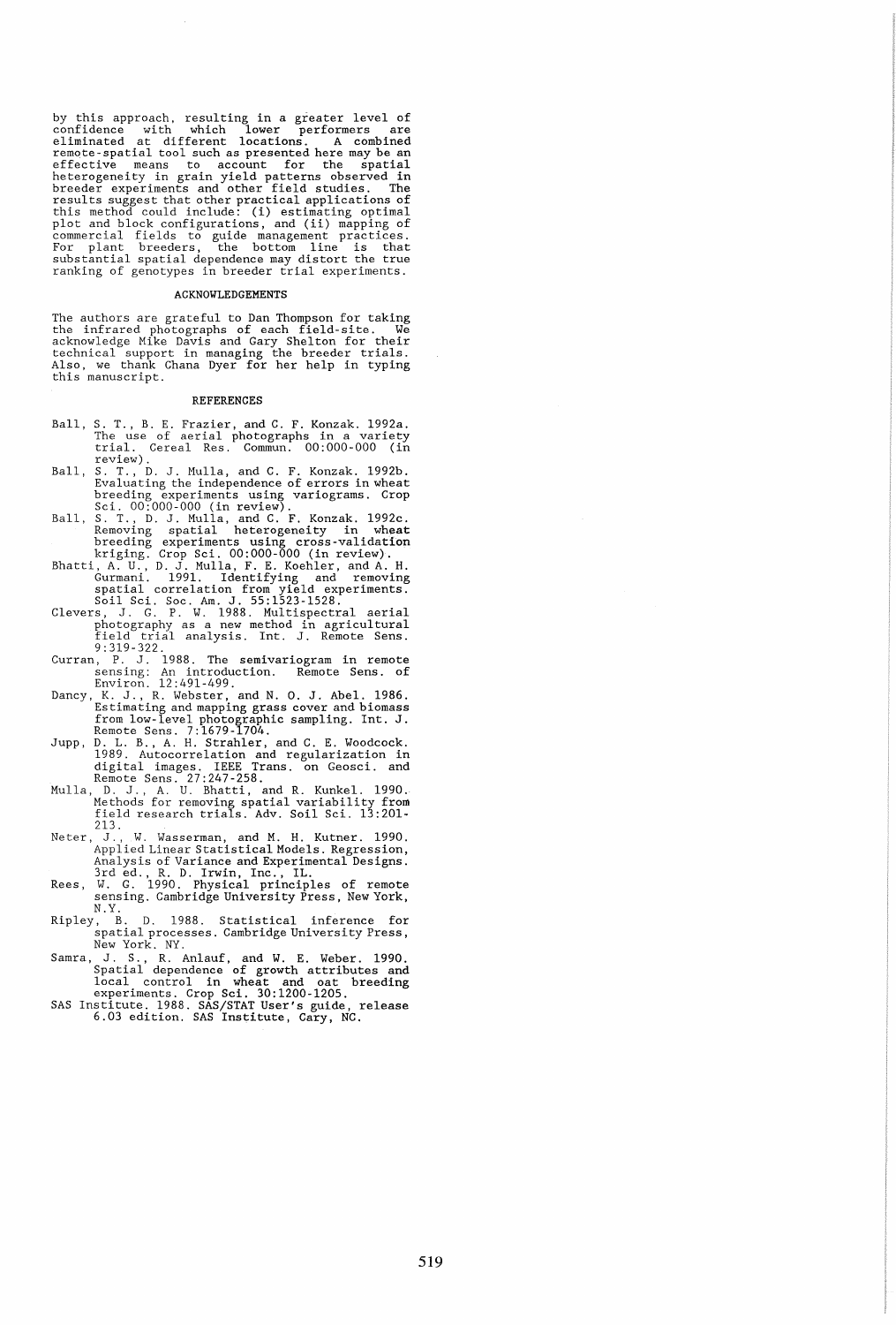by this approach, resulting in a greater level of confidence with which lower performers are eliminated at different locations. A combined remote-spatial tool such as presented here may be an effective means to account for the spatial heterogeneity in grain yield patterns observed in breeder experiments and other field studies. The results suggest that other practical applications of this method could include: (i) estimating optimal plot and block configurations, and (ii) mapping of commercial fields to guide management practices. For plant breeders, the bottom line is that substantial spatial dependence may distort the true ranking of genotypes in breeder trial experiments.

## ACKNOWLEDGEMENTS

The authors are grateful to Dan Thompson for taking the infrared photographs of each field-site. We acknowledge Mike Davis and Gary Shelton for their technical support in managing the breeder trials. Also, we thank Chana Dyer for her help in typing this manuscript.

## REFERENCES

Ball, S. T., B. E. Frazier, and C. F. Konzak. 1992a. The use of aerial photographs in a variety trial. Cereal Res. Commun. 00:000-000 (in review).

Ball, S. T., D. J. Mulla, and C. F. Konzak. 1992b. Evaluating the independence of errors in wheat breeding experiments using variograms. Crop Sci. 00:000-000 (in review).

Ball, S. T., D. J. Mulla, and C. F. Konzak. 1992c. Removing spatial heterogeneity in wheat breeding experiments using cross-validation kriging. Crop Sci. 00:000-000 (in review).

Bhatti, A. U., D. J. Mulla, F. E. Koehler, and A. H. Gurmani. 1991. Identifying and removing spatial correlation from yield experiments. Soil Sci. Soc. Am. J. 55:1523-1528.

Clevers, J. G. P. W. 1988. Multispectral aerial photography as a new method in agricultural field trial analysis. Int. J. Remote Sens. 9:319-322.

Curran, P. J. 1988. The semivariogram in remote sensing: An introduction. Remote Sens. of Environ. 12:491-499.

Dancy, K. J., R. Webster, and N. O. J. Abel. 1986. Estimating and mapping grass cover and biomass from low-level photographic sampling. Int. J. Remote Sens. 7:1679-1704.

Jupp, D. L. B., A. H. Strahler, and C. E. Woodcock. 1989. Autocorrelation and regularization in digital images. IEEE Trans. on Geosci. and Remote Sens. 27:247-258.

Mulla, D. J., A. U. Bhatti, and R. Kunkel. 1990. Methods for removing spatial variability from field research trials. Adv. Soil Sci. 13:201-213.

Neter, J., W. Wasserman, and M. H. Kutner. 1990. Applied Linear Statistical Models. Regression, Analysis of Variance and Experimental Designs. 3rd ed., R. D. Irwin, Inc., IL.

Rees, W. G. 1990. Physical principles of remote sensing. Cambridge University Press, New York, N.Y.

Ripley, B. D. 1988. Statistical inference for spatial processes. Cambridge University Press, New York. NY.

Samra, J. S., R. Anlauf, and W. E. Weber. 1990. Spatial dependence of growth attributes and local control in wheat and oat breeding experiments. Crop Sci. 30:1200-1205.

SAS Institute. 1988. SAS/STAT User's guide, release 6.03 edition. SAS Institute, Cary, NC.